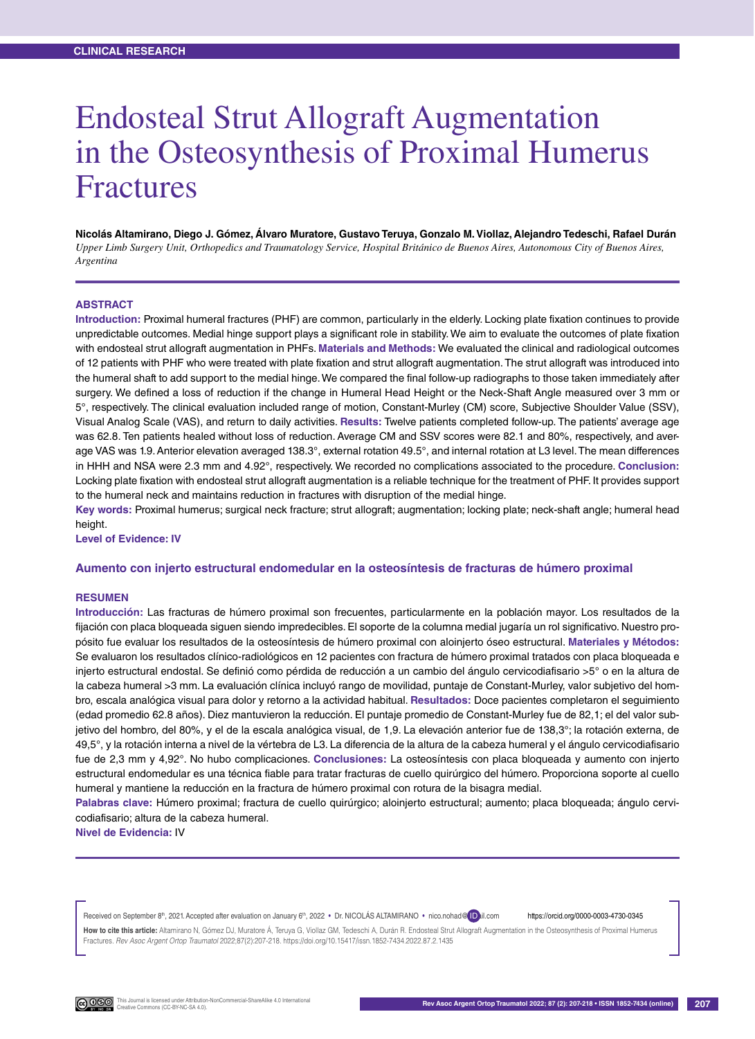CLINICAL RESEARCH

# Endosteal Strut Allograft Augmentation in the Osteosynthesis of Proximal Humerus Fractures

**Nicolás Altamirano, Diego J. Gómez, Álvaro Muratore, Gustavo Teruya, Gonzalo M. Viollaz, Alejandro Tedeschi, Rafael Durán**

*Upper Limb Surgery Unit, Orthopedics and Traumatology Service, Hospital Británico de Buenos Aires, Autonomous City of Buenos Aires, Argentina*

## ABSTRACT

**Introduction:** Proximal humeral fractures (PHF) are common, particularly in the elderly. Locking plate fixation continues to provide unpredictable outcomes. Medial hinge support plays a significant role in stability. We aim to evaluate the outcomes of plate fixation with endosteal strut allograft augmentation in PHFs. **Materials and Methods:** We evaluated the clinical and radiological outcomes of 12 patients with PHF who were treated with plate fixation and strut allograft augmentation. The strut allograft was introduced into the humeral shaft to add support to the medial hinge. We compared the final follow-up radiographs to those taken immediately after surgery. We defined a loss of reduction if the change in Humeral Head Height or the Neck-Shaft Angle measured over 3 mm or 5°, respectively. The clinical evaluation included range of motion, Constant-Murley (CM) score, Subjective Shoulder Value (SSV), Visual Analog Scale (VAS), and return to daily activities. **Results:** Twelve patients completed follow-up. The patients' average age was 62.8. Ten patients healed without loss of reduction. Average CM and SSV scores were 82.1 and 80%, respectively, and average VAS was 1.9. Anterior elevation averaged 138.3°, external rotation 49.5°, and internal rotation at L3 level. The mean differences in HHH and NSA were 2.3 mm and 4.92°, respectively. We recorded no complications associated to the procedure. **Conclusion:** Locking plate fixation with endosteal strut allograft augmentation is a reliable technique for the treatment of PHF. It provides support to the humeral neck and maintains reduction in fractures with disruption of the medial hinge.

**Key words:** Proximal humerus; surgical neck fracture; strut allograft; augmentation; locking plate; neck-shaft angle; humeral head height.

**Level of Evidence: IV**

### Aumento con injerto estructural endomedular en la osteosíntesis de fracturas de húmero proximal

## RESUMEN

**Introducción:** Las fracturas de húmero proximal son frecuentes, particularmente en la población mayor. Los resultados de la fijación con placa bloqueada siguen siendo impredecibles. El soporte de la columna medial jugaría un rol significativo. Nuestro propósito fue evaluar los resultados de la osteosíntesis de húmero proximal con aloinjerto óseo estructural. **Materiales y Métodos:** Se evaluaron los resultados clínico-radiológicos en 12 pacientes con fractura de húmero proximal tratados con placa bloqueada e injerto estructural endostal. Se definió como pérdida de reducción a un cambio del ángulo cervicodiafisario >5° o en la altura de la cabeza humeral >3 mm. La evaluación clínica incluyó rango de movilidad, puntaje de Constant-Murley, valor subjetivo del hombro, escala analógica visual para dolor y retorno a la actividad habitual. **Resultados:** Doce pacientes completaron el seguimiento (edad promedio 62.8 años). Diez mantuvieron la reducción. El puntaje promedio de Constant-Murley fue de 82,1; el del valor subjetivo del hombro, del 80%, y el de la escala analógica visual, de 1,9. La elevación anterior fue de 138,3°; la rotación externa, de 49,5°, y la rotación interna a nivel de la vértebra de L3. La diferencia de la altura de la cabeza humeral y el ángulo cervicodiafisario fue de 2,3 mm y 4,92°. No hubo complicaciones. **Conclusiones:** La osteosíntesis con placa bloqueada y aumento con injerto estructural endomedular es una técnica fiable para tratar fracturas de cuello quirúrgico del húmero. Proporciona soporte al cuello humeral y mantiene la reducción en la fractura de húmero proximal con rotura de la bisagra medial.

**Palabras clave:** Húmero proximal; fractura de cuello quirúrgico; aloinjerto estructural; aumento; placa bloqueada; ángulo cervicodiafisario; altura de la cabeza humeral.

**Nivel de Evidencia:** IV

Received on September 8th, 2021. Accepted after evaluation on January 6th, 2022 • Dr. NICOLÁS ALTAMIRANO • nico.nohad@gmail.com https://orcid.org/0000-0003-4730-0345

**How to cite this article:** Altamirano N, Gómez DJ, Muratore Á, Teruya G, Viollaz GM, Tedeschi A, Durán R. Endosteal Strut Allograft Augmentation in the Osteosynthesis of Proximal Humerus Fractures. *Rev Asoc Argent Ortop Traumatol* 2022;87(2):207-218. https://doi.org/10.15417/issn.1852-7434.2022.87.2.1435

This Journal is licensed under Attribution-NonCommercial-ShareAlike 4.0 International Creative Commons (CC-BY-NC-SA 4.0).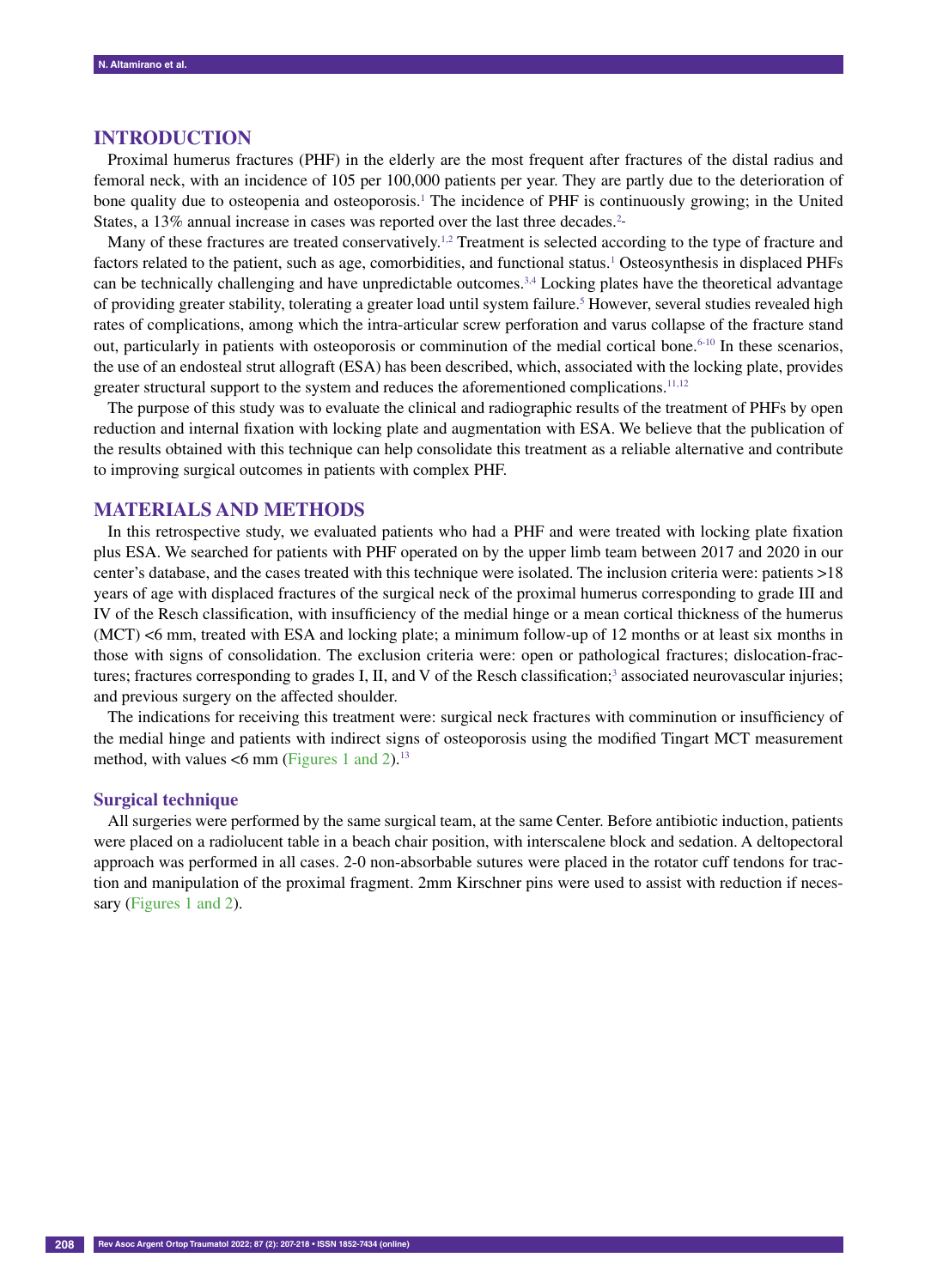## INTRODUCTION

Proximal humerus fractures (PHF) in the elderly are the most frequent after fractures of the distal radius and femoral neck, with an incidence of 105 per 100,000 patients per year. They are partly due to the deterioration of bone quality due to osteopenia and osteoporosis.[1] The incidence of PHF is continuously growing; in the United States, a 13% annual increase in cases was reported over the last three decades.[2-]

Many of these fractures are treated conservatively.[1,2] Treatment is selected according to the type of fracture and factors related to the patient, such as age, comorbidities, and functional status.[1] Osteosynthesis in displaced PHFs can be technically challenging and have unpredictable outcomes.[3,4] Locking plates have the theoretical advantage of providing greater stability, tolerating a greater load until system failure.[5] However, several studies revealed high rates of complications, among which the intra-articular screw perforation and varus collapse of the fracture stand out, particularly in patients with osteoporosis or comminution of the medial cortical bone.[6-10] In these scenarios, the use of an endosteal strut allograft (ESA) has been described, which, associated with the locking plate, provides greater structural support to the system and reduces the aforementioned complications.[11,12]

The purpose of this study was to evaluate the clinical and radiographic results of the treatment of PHFs by open reduction and internal fixation with locking plate and augmentation with ESA. We believe that the publication of the results obtained with this technique can help consolidate this treatment as a reliable alternative and contribute to improving surgical outcomes in patients with complex PHF.

## MATERIALS AND METHODS

In this retrospective study, we evaluated patients who had a PHF and were treated with locking plate fixation plus ESA. We searched for patients with PHF operated on by the upper limb team between 2017 and 2020 in our center's database, and the cases treated with this technique were isolated. The inclusion criteria were: patients >18 years of age with displaced fractures of the surgical neck of the proximal humerus corresponding to grade III and IV of the Resch classification, with insufficiency of the medial hinge or a mean cortical thickness of the humerus (MCT) <6 mm, treated with ESA and locking plate; a minimum follow-up of 12 months or at least six months in those with signs of consolidation. The exclusion criteria were: open or pathological fractures; dislocation-fractures; fractures corresponding to grades I, II, and V of the Resch classification;[3] associated neurovascular injuries; and previous surgery on the affected shoulder.

The indications for receiving this treatment were: surgical neck fractures with comminution or insufficiency of the medial hinge and patients with indirect signs of osteoporosis using the modified Tingart MCT measurement method, with values <6 mm (Figures 1 and 2).[13]

### Surgical technique

All surgeries were performed by the same surgical team, at the same Center. Before antibiotic induction, patients were placed on a radiolucent table in a beach chair position, with interscalene block and sedation. A deltopectoral approach was performed in all cases. 2-0 non-absorbable sutures were placed in the rotator cuff tendons for traction and manipulation of the proximal fragment. 2mm Kirschner pins were used to assist with reduction if necessary (Figures 1 and 2).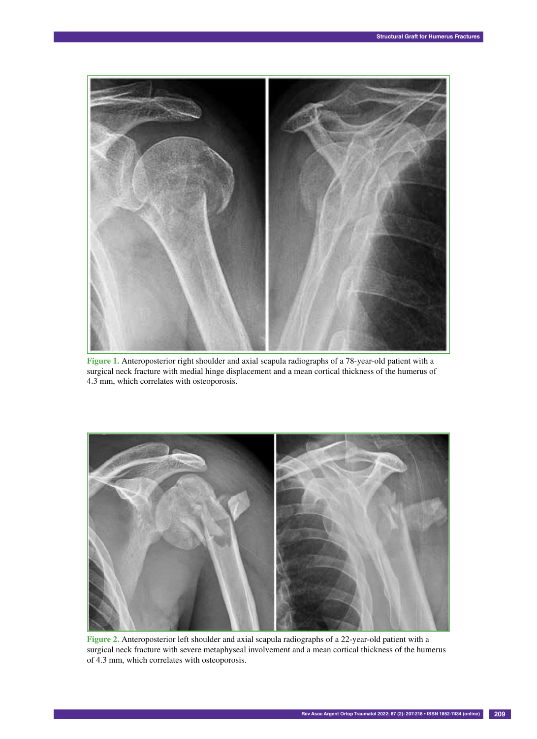**Figure 1.** Anteroposterior right shoulder and axial scapula radiographs of a 78-year-old patient with a surgical neck fracture with medial hinge displacement and a mean cortical thickness of the humerus of 4.3 mm, which correlates with osteoporosis.

**Figure 2.** Anteroposterior left shoulder and axial scapula radiographs of a 22-year-old patient with a surgical neck fracture with severe metaphyseal involvement and a mean cortical thickness of the humerus of 4.3 mm, which correlates with osteoporosis.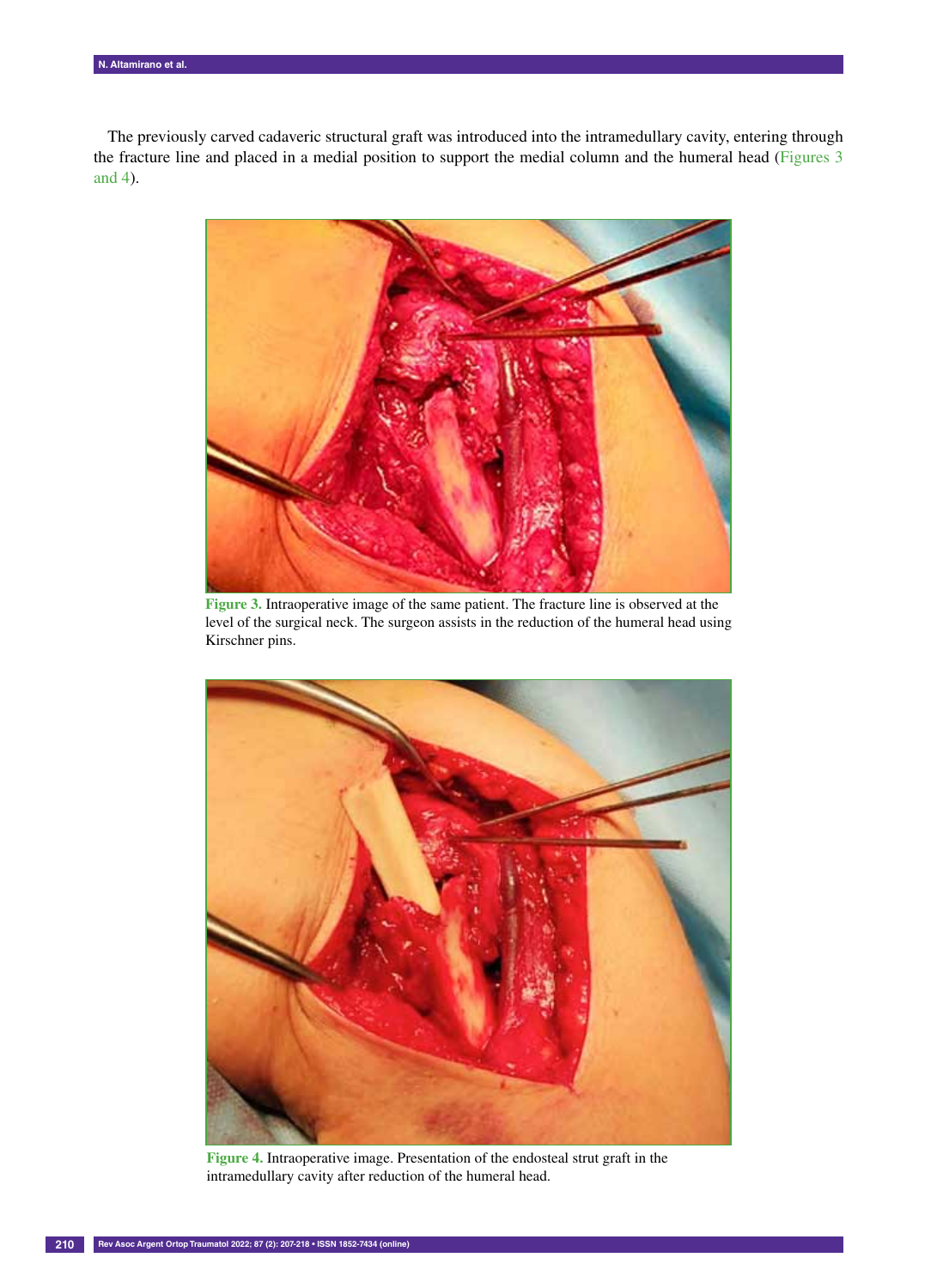The previously carved cadaveric structural graft was introduced into the intramedullary cavity, entering through the fracture line and placed in a medial position to support the medial column and the humeral head (Figures 3 and 4).

**Figure 3.** Intraoperative image of the same patient. The fracture line is observed at the level of the surgical neck. The surgeon assists in the reduction of the humeral head using Kirschner pins.

**Figure 4.** Intraoperative image. Presentation of the endosteal strut graft in the intramedullary cavity after reduction of the humeral head.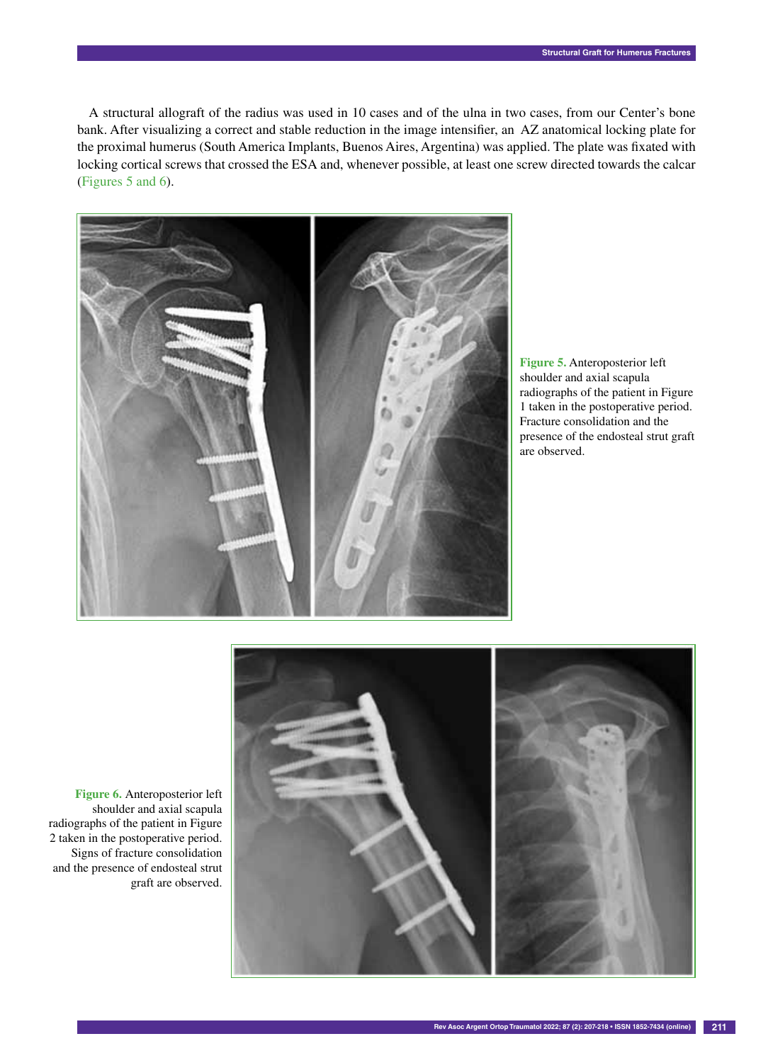A structural allograft of the radius was used in 10 cases and of the ulna in two cases, from our Center's bone bank. After visualizing a correct and stable reduction in the image intensifier, an AZ anatomical locking plate for the proximal humerus (South America Implants, Buenos Aires, Argentina) was applied. The plate was fixated with locking cortical screws that crossed the ESA and, whenever possible, at least one screw directed towards the calcar (Figures 5 and 6).

**Figure 5.** Anteroposterior left shoulder and axial scapula radiographs of the patient in Figure 1 taken in the postoperative period. Fracture consolidation and the presence of the endosteal strut graft are observed.

**Figure 6.** Anteroposterior left shoulder and axial scapula radiographs of the patient in Figure 2 taken in the postoperative period. Signs of fracture consolidation and the presence of endosteal strut graft are observed.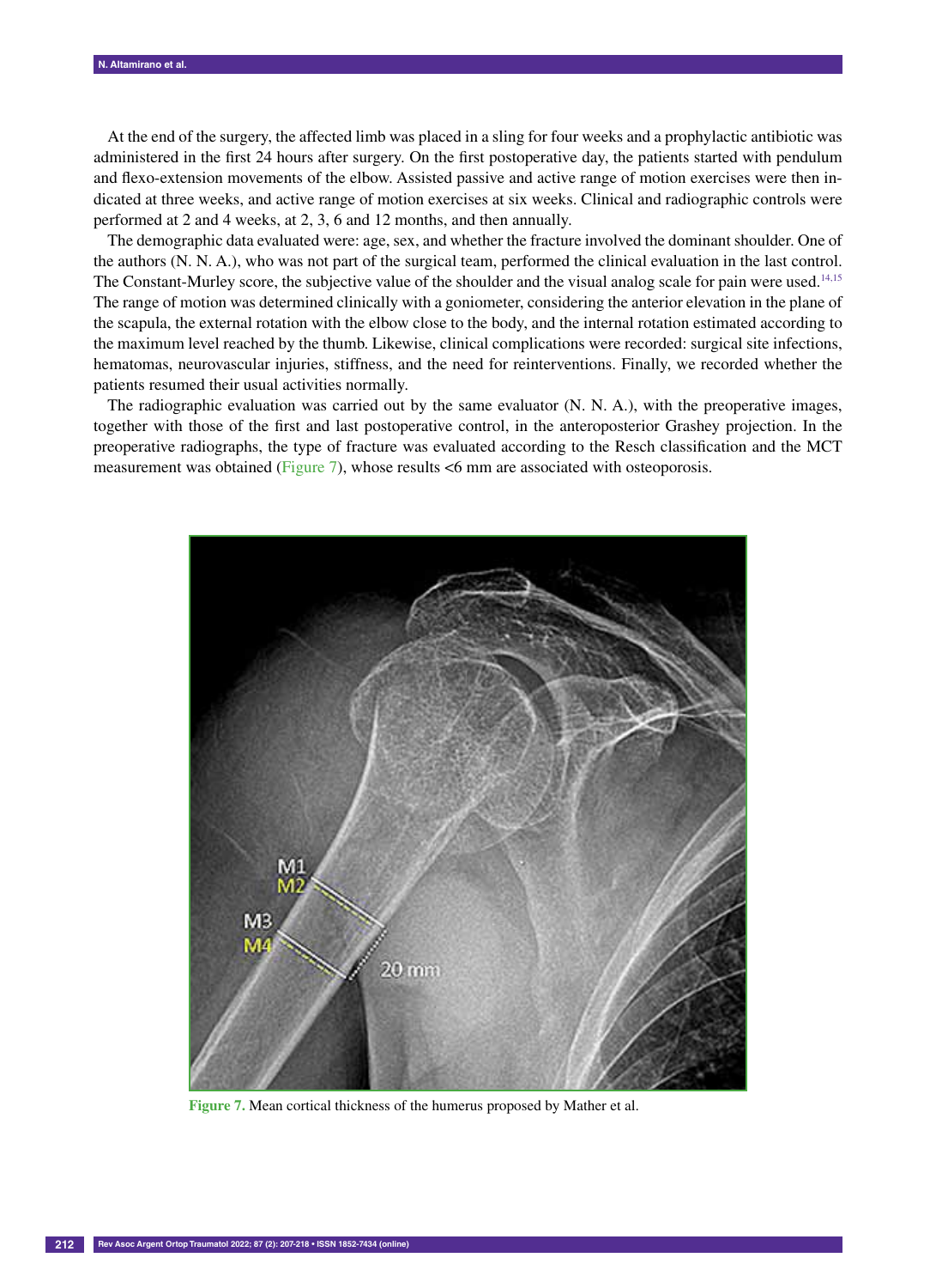At the end of the surgery, the affected limb was placed in a sling for four weeks and a prophylactic antibiotic was administered in the first 24 hours after surgery. On the first postoperative day, the patients started with pendulum and flexo-extension movements of the elbow. Assisted passive and active range of motion exercises were then indicated at three weeks, and active range of motion exercises at six weeks. Clinical and radiographic controls were performed at 2 and 4 weeks, at 2, 3, 6 and 12 months, and then annually.

The demographic data evaluated were: age, sex, and whether the fracture involved the dominant shoulder. One of the authors (N. N. A.), who was not part of the surgical team, performed the clinical evaluation in the last control. The Constant-Murley score, the subjective value of the shoulder and the visual analog scale for pain were used.[14,15] The range of motion was determined clinically with a goniometer, considering the anterior elevation in the plane of the scapula, the external rotation with the elbow close to the body, and the internal rotation estimated according to the maximum level reached by the thumb. Likewise, clinical complications were recorded: surgical site infections, hematomas, neurovascular injuries, stiffness, and the need for reinterventions. Finally, we recorded whether the patients resumed their usual activities normally.

The radiographic evaluation was carried out by the same evaluator (N. N. A.), with the preoperative images, together with those of the first and last postoperative control, in the anteroposterior Grashey projection. In the preoperative radiographs, the type of fracture was evaluated according to the Resch classification and the MCT measurement was obtained (Figure 7), whose results <6 mm are associated with osteoporosis.

**Figure 7.** Mean cortical thickness of the humerus proposed by Mather et al.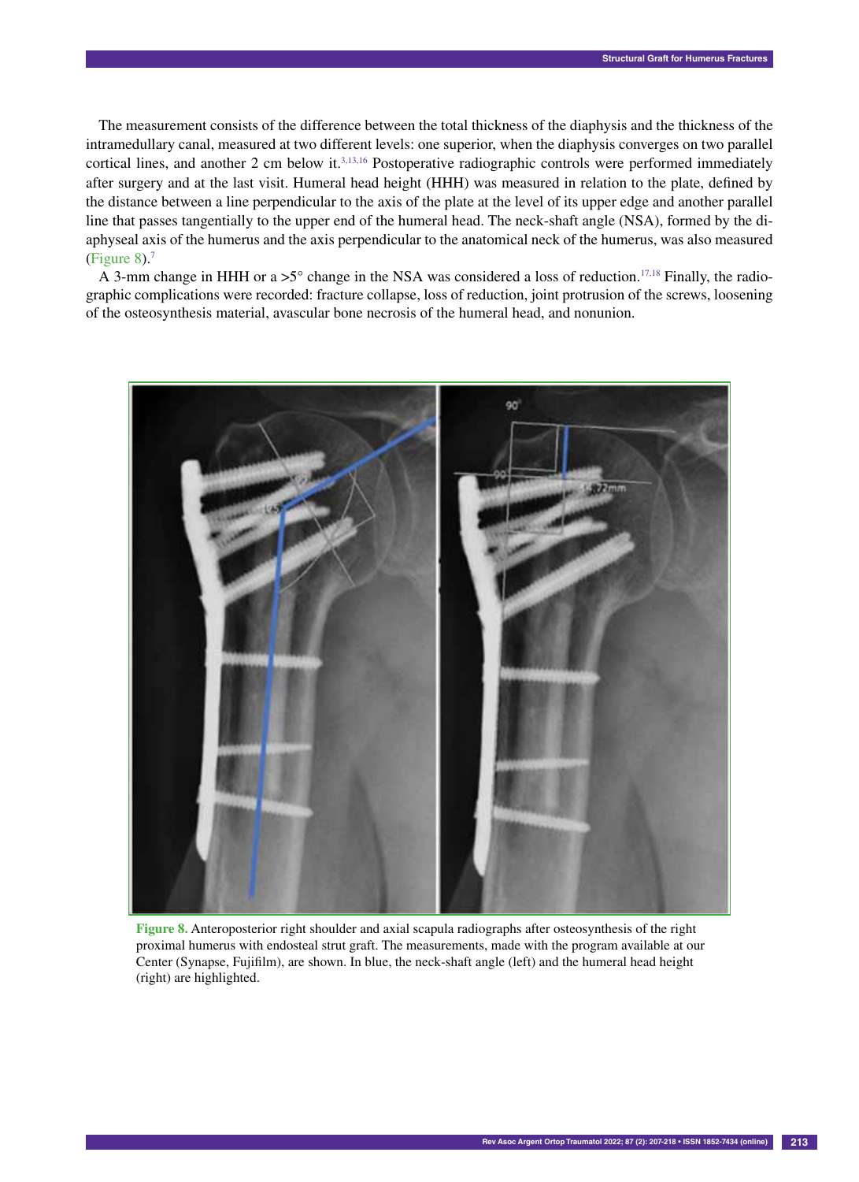The measurement consists of the difference between the total thickness of the diaphysis and the thickness of the intramedullary canal, measured at two different levels: one superior, when the diaphysis converges on two parallel cortical lines, and another 2 cm below it.[3,13,16] Postoperative radiographic controls were performed immediately after surgery and at the last visit. Humeral head height (HHH) was measured in relation to the plate, defined by the distance between a line perpendicular to the axis of the plate at the level of its upper edge and another parallel line that passes tangentially to the upper end of the humeral head. The neck-shaft angle (NSA), formed by the diaphyseal axis of the humerus and the axis perpendicular to the anatomical neck of the humerus, was also measured (Figure 8).[7]

A 3-mm change in HHH or a >5° change in the NSA was considered a loss of reduction.[17,18] Finally, the radiographic complications were recorded: fracture collapse, loss of reduction, joint protrusion of the screws, loosening of the osteosynthesis material, avascular bone necrosis of the humeral head, and nonunion.

**Figure 8.** Anteroposterior right shoulder and axial scapula radiographs after osteosynthesis of the right proximal humerus with endosteal strut graft. The measurements, made with the program available at our Center (Synapse, Fujifilm), are shown. In blue, the neck-shaft angle (left) and the humeral head height (right) are highlighted.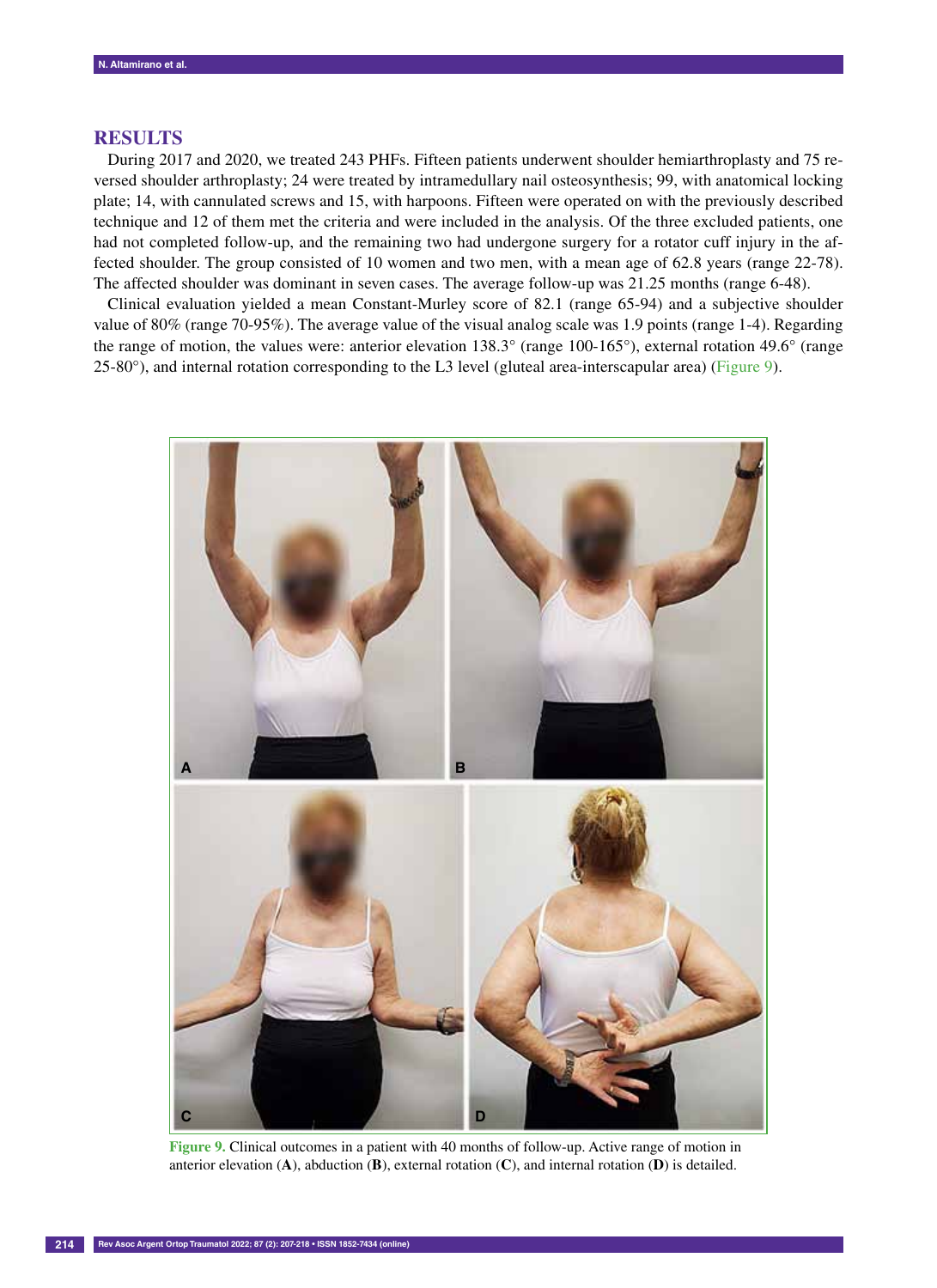## RESULTS

During 2017 and 2020, we treated 243 PHFs. Fifteen patients underwent shoulder hemiarthroplasty and 75 reversed shoulder arthroplasty; 24 were treated by intramedullary nail osteosynthesis; 99, with anatomical locking plate; 14, with cannulated screws and 15, with harpoons. Fifteen were operated on with the previously described technique and 12 of them met the criteria and were included in the analysis. Of the three excluded patients, one had not completed follow-up, and the remaining two had undergone surgery for a rotator cuff injury in the affected shoulder. The group consisted of 10 women and two men, with a mean age of 62.8 years (range 22-78). The affected shoulder was dominant in seven cases. The average follow-up was 21.25 months (range 6-48).

Clinical evaluation yielded a mean Constant-Murley score of 82.1 (range 65-94) and a subjective shoulder value of 80% (range 70-95%). The average value of the visual analog scale was 1.9 points (range 1-4). Regarding the range of motion, the values were: anterior elevation 138.3° (range 100-165°), external rotation 49.6° (range 25-80°), and internal rotation corresponding to the L3 level (gluteal area-interscapular area) (Figure 9).

**Figure 9.** Clinical outcomes in a patient with 40 months of follow-up. Active range of motion in anterior elevation (**A**), abduction (**B**), external rotation (**C**), and internal rotation (**D**) is detailed.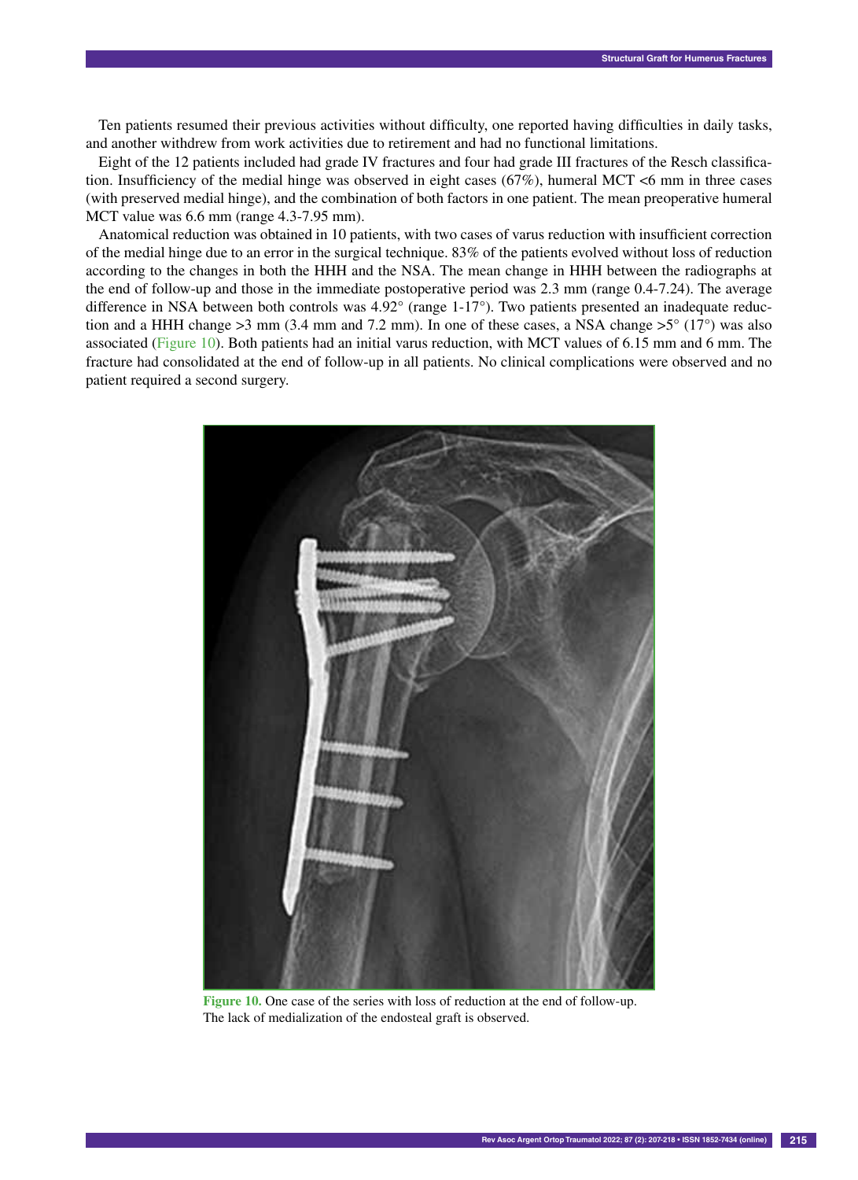Ten patients resumed their previous activities without difficulty, one reported having difficulties in daily tasks, and another withdrew from work activities due to retirement and had no functional limitations.

Eight of the 12 patients included had grade IV fractures and four had grade III fractures of the Resch classification. Insufficiency of the medial hinge was observed in eight cases (67%), humeral MCT <6 mm in three cases (with preserved medial hinge), and the combination of both factors in one patient. The mean preoperative humeral MCT value was 6.6 mm (range 4.3-7.95 mm).

Anatomical reduction was obtained in 10 patients, with two cases of varus reduction with insufficient correction of the medial hinge due to an error in the surgical technique. 83% of the patients evolved without loss of reduction according to the changes in both the HHH and the NSA. The mean change in HHH between the radiographs at the end of follow-up and those in the immediate postoperative period was 2.3 mm (range 0.4-7.24). The average difference in NSA between both controls was 4.92° (range 1-17°). Two patients presented an inadequate reduction and a HHH change >3 mm (3.4 mm and 7.2 mm). In one of these cases, a NSA change >5° (17°) was also associated (Figure 10). Both patients had an initial varus reduction, with MCT values of 6.15 mm and 6 mm. The fracture had consolidated at the end of follow-up in all patients. No clinical complications were observed and no patient required a second surgery.

**Figure 10.** One case of the series with loss of reduction at the end of follow-up. The lack of medialization of the endosteal graft is observed.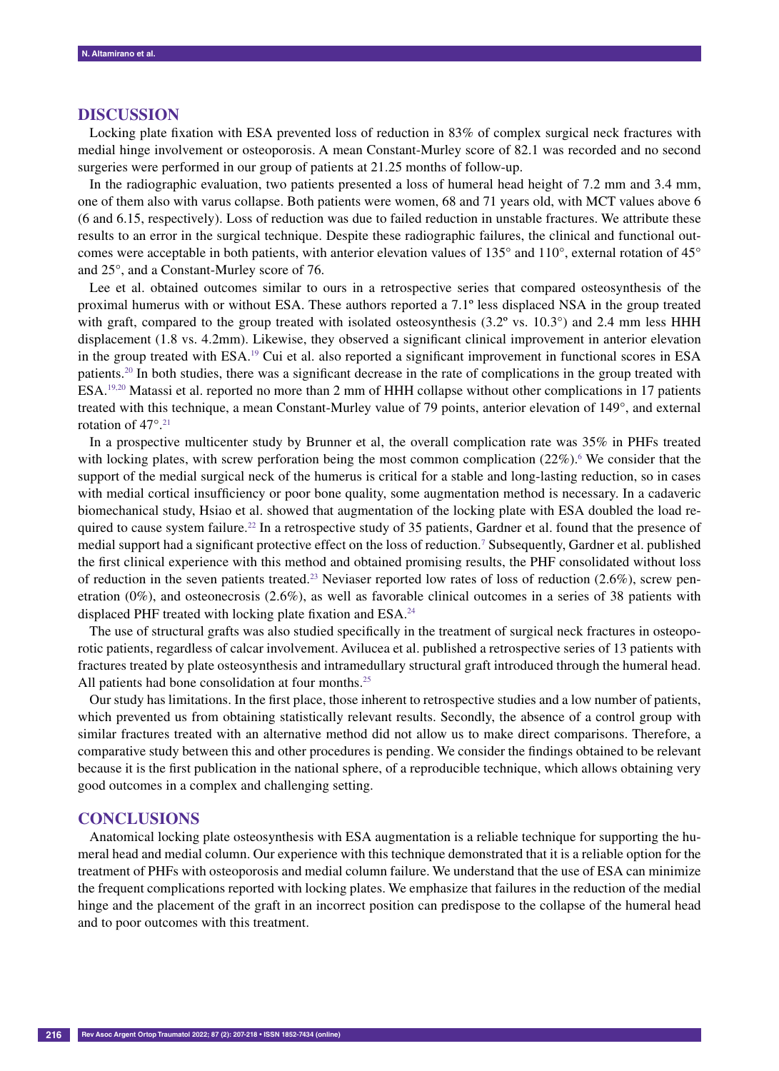## DISCUSSION

Locking plate fixation with ESA prevented loss of reduction in 83% of complex surgical neck fractures with medial hinge involvement or osteoporosis. A mean Constant-Murley score of 82.1 was recorded and no second surgeries were performed in our group of patients at 21.25 months of follow-up.

In the radiographic evaluation, two patients presented a loss of humeral head height of 7.2 mm and 3.4 mm, one of them also with varus collapse. Both patients were women, 68 and 71 years old, with MCT values above 6 (6 and 6.15, respectively). Loss of reduction was due to failed reduction in unstable fractures. We attribute these results to an error in the surgical technique. Despite these radiographic failures, the clinical and functional outcomes were acceptable in both patients, with anterior elevation values of 135° and 110°, external rotation of 45° and 25°, and a Constant-Murley score of 76.

Lee et al. obtained outcomes similar to ours in a retrospective series that compared osteosynthesis of the proximal humerus with or without ESA. These authors reported a 7.1º less displaced NSA in the group treated with graft, compared to the group treated with isolated osteosynthesis (3.2º vs. 10.3°) and 2.4 mm less HHH displacement (1.8 vs. 4.2mm). Likewise, they observed a significant clinical improvement in anterior elevation in the group treated with ESA.[19] Cui et al. also reported a significant improvement in functional scores in ESA patients.[20] In both studies, there was a significant decrease in the rate of complications in the group treated with ESA.[19,20] Matassi et al. reported no more than 2 mm of HHH collapse without other complications in 17 patients treated with this technique, a mean Constant-Murley value of 79 points, anterior elevation of 149°, and external rotation of 47°.[21]

In a prospective multicenter study by Brunner et al, the overall complication rate was 35% in PHFs treated with locking plates, with screw perforation being the most common complication (22%).[6] We consider that the support of the medial surgical neck of the humerus is critical for a stable and long-lasting reduction, so in cases with medial cortical insufficiency or poor bone quality, some augmentation method is necessary. In a cadaveric biomechanical study, Hsiao et al. showed that augmentation of the locking plate with ESA doubled the load required to cause system failure.[22] In a retrospective study of 35 patients, Gardner et al. found that the presence of medial support had a significant protective effect on the loss of reduction.[7] Subsequently, Gardner et al. published the first clinical experience with this method and obtained promising results, the PHF consolidated without loss of reduction in the seven patients treated.[23] Neviaser reported low rates of loss of reduction (2.6%), screw penetration (0%), and osteonecrosis (2.6%), as well as favorable clinical outcomes in a series of 38 patients with displaced PHF treated with locking plate fixation and ESA.[24]

The use of structural grafts was also studied specifically in the treatment of surgical neck fractures in osteoporotic patients, regardless of calcar involvement. Avilucea et al. published a retrospective series of 13 patients with fractures treated by plate osteosynthesis and intramedullary structural graft introduced through the humeral head. All patients had bone consolidation at four months.[25]

Our study has limitations. In the first place, those inherent to retrospective studies and a low number of patients, which prevented us from obtaining statistically relevant results. Secondly, the absence of a control group with similar fractures treated with an alternative method did not allow us to make direct comparisons. Therefore, a comparative study between this and other procedures is pending. We consider the findings obtained to be relevant because it is the first publication in the national sphere, of a reproducible technique, which allows obtaining very good outcomes in a complex and challenging setting.

## CONCLUSIONS

Anatomical locking plate osteosynthesis with ESA augmentation is a reliable technique for supporting the humeral head and medial column. Our experience with this technique demonstrated that it is a reliable option for the treatment of PHFs with osteoporosis and medial column failure. We understand that the use of ESA can minimize the frequent complications reported with locking plates. We emphasize that failures in the reduction of the medial hinge and the placement of the graft in an incorrect position can predispose to the collapse of the humeral head and to poor outcomes with this treatment.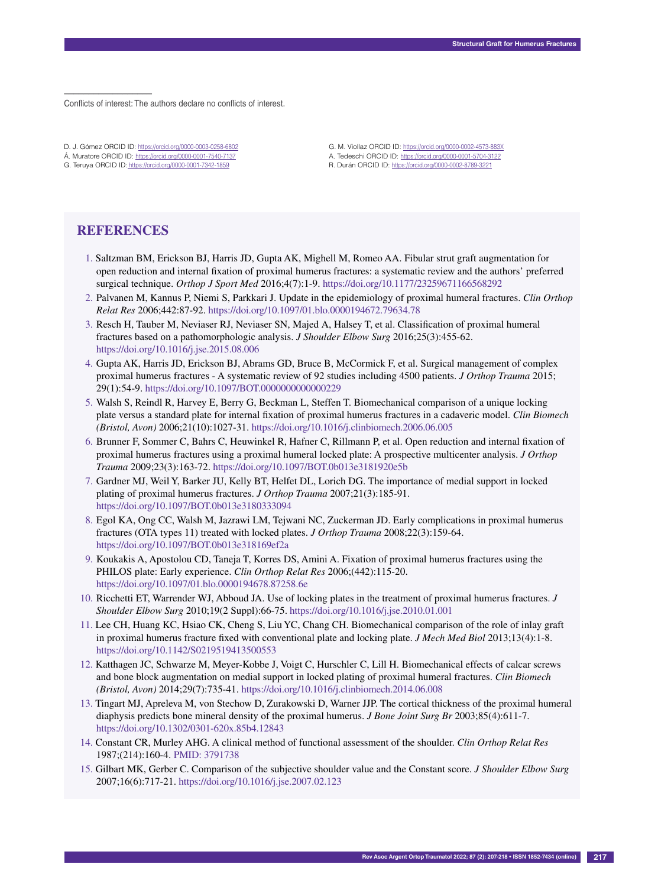Conflicts of interest: The authors declare no conflicts of interest.

D. J. Gómez ORCID ID: https://orcid.org/0000-0003-0258-6802
Á. Muratore ORCID ID: https://orcid.org/0000-0001-7540-7137
G. Teruya ORCID ID: https://orcid.org/0000-0001-7342-1859
G. M. Viollaz ORCID ID: https://orcid.org/0000-0002-4573-883X
A. Tedeschi ORCID ID: https://orcid.org/0000-0001-5704-3122
R. Durán ORCID ID: https://orcid.org/0000-0002-8789-3221

## REFERENCES

1. Saltzman BM, Erickson BJ, Harris JD, Gupta AK, Mighell M, Romeo AA. Fibular strut graft augmentation for open reduction and internal fixation of proximal humerus fractures: a systematic review and the authors' preferred surgical technique. *Orthop J Sport Med* 2016;4(7):1-9. https://doi.org/10.1177/23259671166568292
2. Palvanen M, Kannus P, Niemi S, Parkkari J. Update in the epidemiology of proximal humeral fractures. *Clin Orthop Relat Res* 2006;442:87-92. https://doi.org/10.1097/01.blo.0000194672.79634.78
3. Resch H, Tauber M, Neviaser RJ, Neviaser SN, Majed A, Halsey T, et al. Classification of proximal humeral fractures based on a pathomorphologic analysis. *J Shoulder Elbow Surg* 2016;25(3):455-62. https://doi.org/10.1016/j.jse.2015.08.006
4. Gupta AK, Harris JD, Erickson BJ, Abrams GD, Bruce B, McCormick F, et al. Surgical management of complex proximal humerus fractures - A systematic review of 92 studies including 4500 patients. *J Orthop Trauma* 2015; 29(1):54-9. https://doi.org/10.1097/BOT.0000000000000229
5. Walsh S, Reindl R, Harvey E, Berry G, Beckman L, Steffen T. Biomechanical comparison of a unique locking plate versus a standard plate for internal fixation of proximal humerus fractures in a cadaveric model. *Clin Biomech (Bristol, Avon)* 2006;21(10):1027-31. https://doi.org/10.1016/j.clinbiomech.2006.06.005
6. Brunner F, Sommer C, Bahrs C, Heuwinkel R, Hafner C, Rillmann P, et al. Open reduction and internal fixation of proximal humerus fractures using a proximal humeral locked plate: A prospective multicenter analysis. *J Orthop Trauma* 2009;23(3):163-72. https://doi.org/10.1097/BOT.0b013e3181920e5b
7. Gardner MJ, Weil Y, Barker JU, Kelly BT, Helfet DL, Lorich DG. The importance of medial support in locked plating of proximal humerus fractures. *J Orthop Trauma* 2007;21(3):185-91. https://doi.org/10.1097/BOT.0b013e3180333094
8. Egol KA, Ong CC, Walsh M, Jazrawi LM, Tejwani NC, Zuckerman JD. Early complications in proximal humerus fractures (OTA types 11) treated with locked plates. *J Orthop Trauma* 2008;22(3):159-64. https://doi.org/10.1097/BOT.0b013e318169ef2a
9. Koukakis A, Apostolou CD, Taneja T, Korres DS, Amini A. Fixation of proximal humerus fractures using the PHILOS plate: Early experience. *Clin Orthop Relat Res* 2006;(442):115-20. https://doi.org/10.1097/01.blo.0000194678.87258.6e
10. Ricchetti ET, Warrender WJ, Abboud JA. Use of locking plates in the treatment of proximal humerus fractures. *J Shoulder Elbow Surg* 2010;19(2 Suppl):66-75. https://doi.org/10.1016/j.jse.2010.01.001
11. Lee CH, Huang KC, Hsiao CK, Cheng S, Liu YC, Chang CH. Biomechanical comparison of the role of inlay graft in proximal humerus fracture fixed with conventional plate and locking plate. *J Mech Med Biol* 2013;13(4):1-8. https://doi.org/10.1142/S0219519413500553
12. Katthagen JC, Schwarze M, Meyer-Kobbe J, Voigt C, Hurschler C, Lill H. Biomechanical effects of calcar screws and bone block augmentation on medial support in locked plating of proximal humeral fractures. *Clin Biomech (Bristol, Avon)* 2014;29(7):735-41. https://doi.org/10.1016/j.clinbiomech.2014.06.008
13. Tingart MJ, Apreleva M, von Stechow D, Zurakowski D, Warner JJP. The cortical thickness of the proximal humeral diaphysis predicts bone mineral density of the proximal humerus. *J Bone Joint Surg Br* 2003;85(4):611-7. https://doi.org/10.1302/0301-620x.85b4.12843
14. Constant CR, Murley AHG. A clinical method of functional assessment of the shoulder. *Clin Orthop Relat Res* 1987;(214):160-4. PMID: 3791738
15. Gilbart MK, Gerber C. Comparison of the subjective shoulder value and the Constant score. *J Shoulder Elbow Surg* 2007;16(6):717-21. https://doi.org/10.1016/j.jse.2007.02.123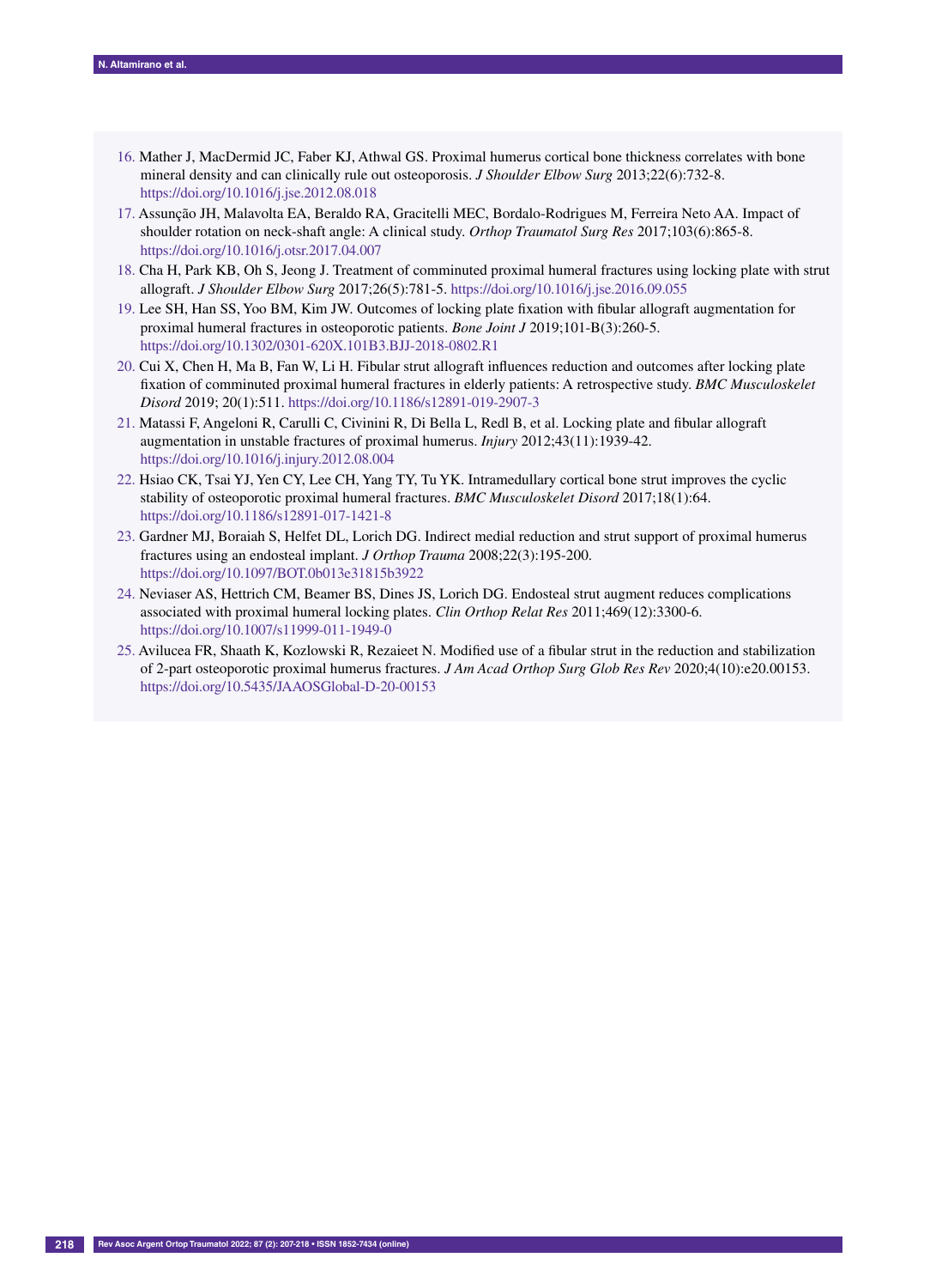16. Mather J, MacDermid JC, Faber KJ, Athwal GS. Proximal humerus cortical bone thickness correlates with bone mineral density and can clinically rule out osteoporosis. *J Shoulder Elbow Surg* 2013;22(6):732-8. https://doi.org/10.1016/j.jse.2012.08.018
17. Assunção JH, Malavolta EA, Beraldo RA, Gracitelli MEC, Bordalo-Rodrigues M, Ferreira Neto AA. Impact of shoulder rotation on neck-shaft angle: A clinical study. *Orthop Traumatol Surg Res* 2017;103(6):865-8. https://doi.org/10.1016/j.otsr.2017.04.007
18. Cha H, Park KB, Oh S, Jeong J. Treatment of comminuted proximal humeral fractures using locking plate with strut allograft. *J Shoulder Elbow Surg* 2017;26(5):781-5. https://doi.org/10.1016/j.jse.2016.09.055
19. Lee SH, Han SS, Yoo BM, Kim JW. Outcomes of locking plate fixation with fibular allograft augmentation for proximal humeral fractures in osteoporotic patients. *Bone Joint J* 2019;101-B(3):260-5. https://doi.org/10.1302/0301-620X.101B3.BJJ-2018-0802.R1
20. Cui X, Chen H, Ma B, Fan W, Li H. Fibular strut allograft influences reduction and outcomes after locking plate fixation of comminuted proximal humeral fractures in elderly patients: A retrospective study. *BMC Musculoskelet Disord* 2019; 20(1):511. https://doi.org/10.1186/s12891-019-2907-3
21. Matassi F, Angeloni R, Carulli C, Civinini R, Di Bella L, Redl B, et al. Locking plate and fibular allograft augmentation in unstable fractures of proximal humerus. *Injury* 2012;43(11):1939-42. https://doi.org/10.1016/j.injury.2012.08.004
22. Hsiao CK, Tsai YJ, Yen CY, Lee CH, Yang TY, Tu YK. Intramedullary cortical bone strut improves the cyclic stability of osteoporotic proximal humeral fractures. *BMC Musculoskelet Disord* 2017;18(1):64. https://doi.org/10.1186/s12891-017-1421-8
23. Gardner MJ, Boraiah S, Helfet DL, Lorich DG. Indirect medial reduction and strut support of proximal humerus fractures using an endosteal implant. *J Orthop Trauma* 2008;22(3):195-200. https://doi.org/10.1097/BOT.0b013e31815b3922
24. Neviaser AS, Hettrich CM, Beamer BS, Dines JS, Lorich DG. Endosteal strut augment reduces complications associated with proximal humeral locking plates. *Clin Orthop Relat Res* 2011;469(12):3300-6. https://doi.org/10.1007/s11999-011-1949-0
25. Avilucea FR, Shaath K, Kozlowski R, Rezaieet N. Modified use of a fibular strut in the reduction and stabilization of 2-part osteoporotic proximal humerus fractures. *J Am Acad Orthop Surg Glob Res Rev* 2020;4(10):e20.00153. https://doi.org/10.5435/JAAOSGlobal-D-20-00153